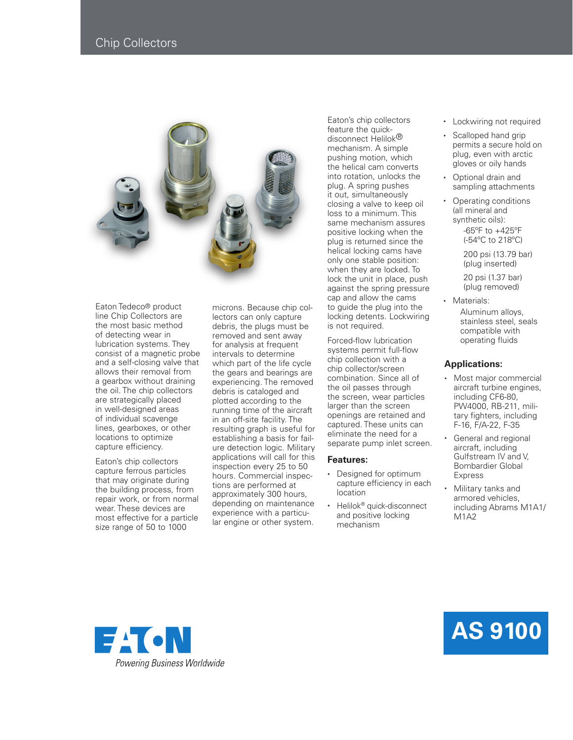# Chip Collectors

Eaton Tedeco® product line Chip Collectors are the most basic method of detecting wear in lubrication systems. They consist of a magnetic probe and a self-closing valve that allows their removal from a gearbox without draining the oil. The chip collectors are strategically placed in well-designed areas of individual scavenge lines, gearboxes, or other locations to optimize capture efficiency.

Eaton's chip collectors capture ferrous particles that may originate during the building process, from repair work, or from normal wear. These devices are most effective for a particle size range of 50 to 1000 microns. Because chip collectors can only capture debris, the plugs must be removed and sent away for analysis at frequent intervals to determine which part of the life cycle the gears and bearings are experiencing. The removed debris is cataloged and plotted according to the running time of the aircraft in an off-site facility. The resulting graph is useful for establishing a basis for failure detection logic. Military applications will call for this inspection every 25 to 50 hours. Commercial inspections are performed at approximately 300 hours, depending on maintenance experience with a particular engine or other system.

Eaton's chip collectors feature the quick-disconnect Helilok® mechanism. A simple pushing motion, which the helical cam converts into rotation, unlocks the plug. A spring pushes it out, simultaneously closing a valve to keep oil loss to a minimum. This same mechanism assures positive locking when the plug is returned since the helical locking cams have only one stable position: when they are locked. To lock the unit in place, push against the spring pressure cap and allow the cams to guide the plug into the locking detents. Lockwiring is not required.

Forced-flow lubrication systems permit full-flow chip collection with a chip collector/screen combination. Since all of the oil passes through the screen, wear particles larger than the screen openings are retained and captured. These units can eliminate the need for a separate pump inlet screen.

### Features:

- Designed for optimum capture efficiency in each location
- Helilok® quick-disconnect and positive locking mechanism
- Lockwiring not required
- Scalloped hand grip permits a secure hold on plug, even with arctic gloves or oily hands
- Optional drain and sampling attachments
- Operating conditions (all mineral and synthetic oils):
  - -65°F to +425°F (-54°C to 218°C)
  - 200 psi (13.79 bar) (plug inserted)
  - 20 psi (1.37 bar) (plug removed)
- Materials:
  - Aluminum alloys, stainless steel, seals compatible with operating fluids

### Applications:

- Most major commercial aircraft turbine engines, including CF6-80, PW4000, RB-211, military fighters, including F-16, F/A-22, F-35
- General and regional aircraft, including Gulfstream IV and V, Bombardier Global Express
- Military tanks and armored vehicles, including Abrams M1A1/M1A2

EATON
*Powering Business Worldwide*

AS 9100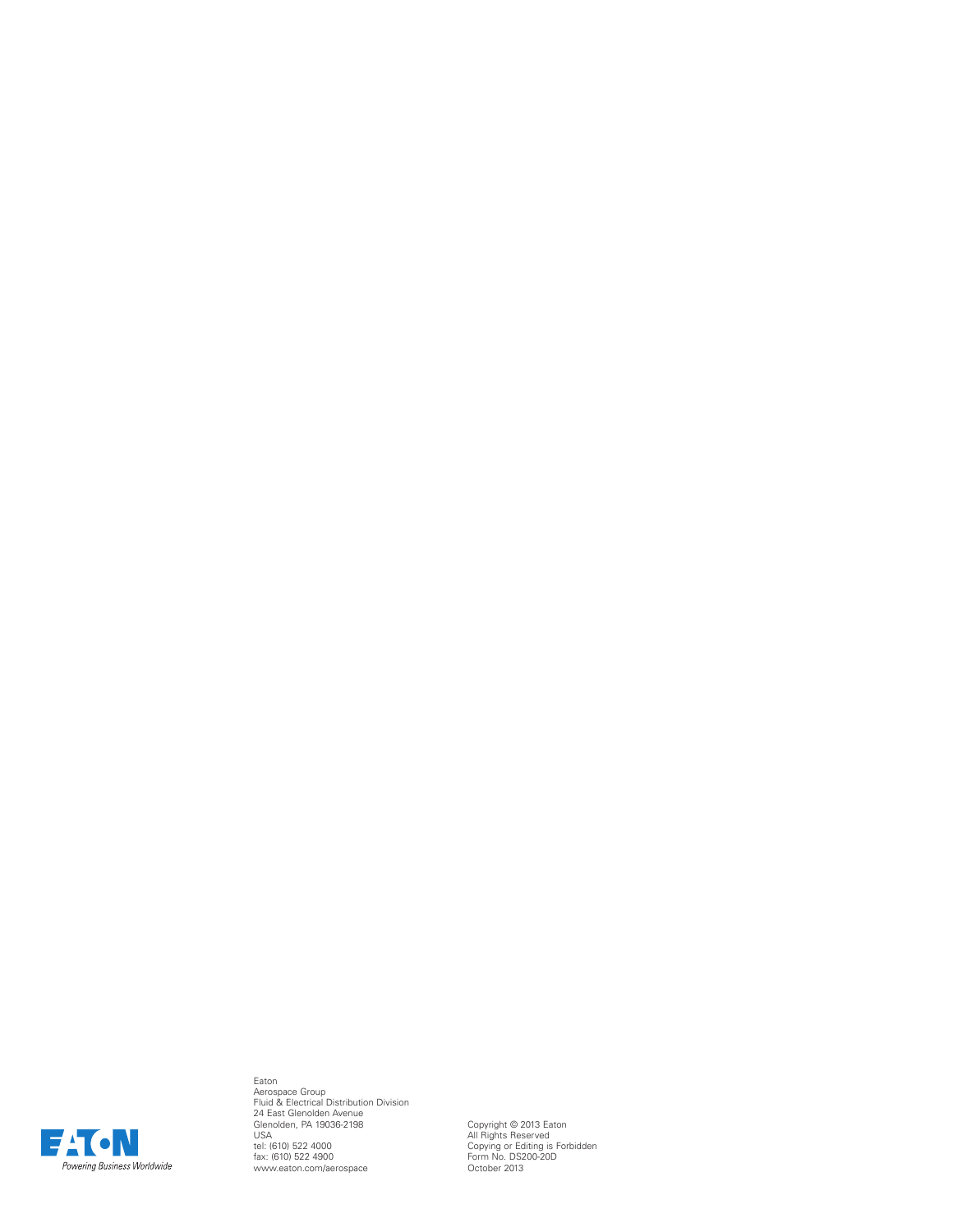EATON
Powering Business Worldwide

Eaton
Aerospace Group
Fluid & Electrical Distribution Division
24 East Glenolden Avenue
Glenolden, PA 19036-2198
USA
tel: (610) 522 4000
fax: (610) 522 4900
www.eaton.com/aerospace

Copyright © 2013 Eaton
All Rights Reserved
Copying or Editing is Forbidden
Form No. DS200-20D
October 2013